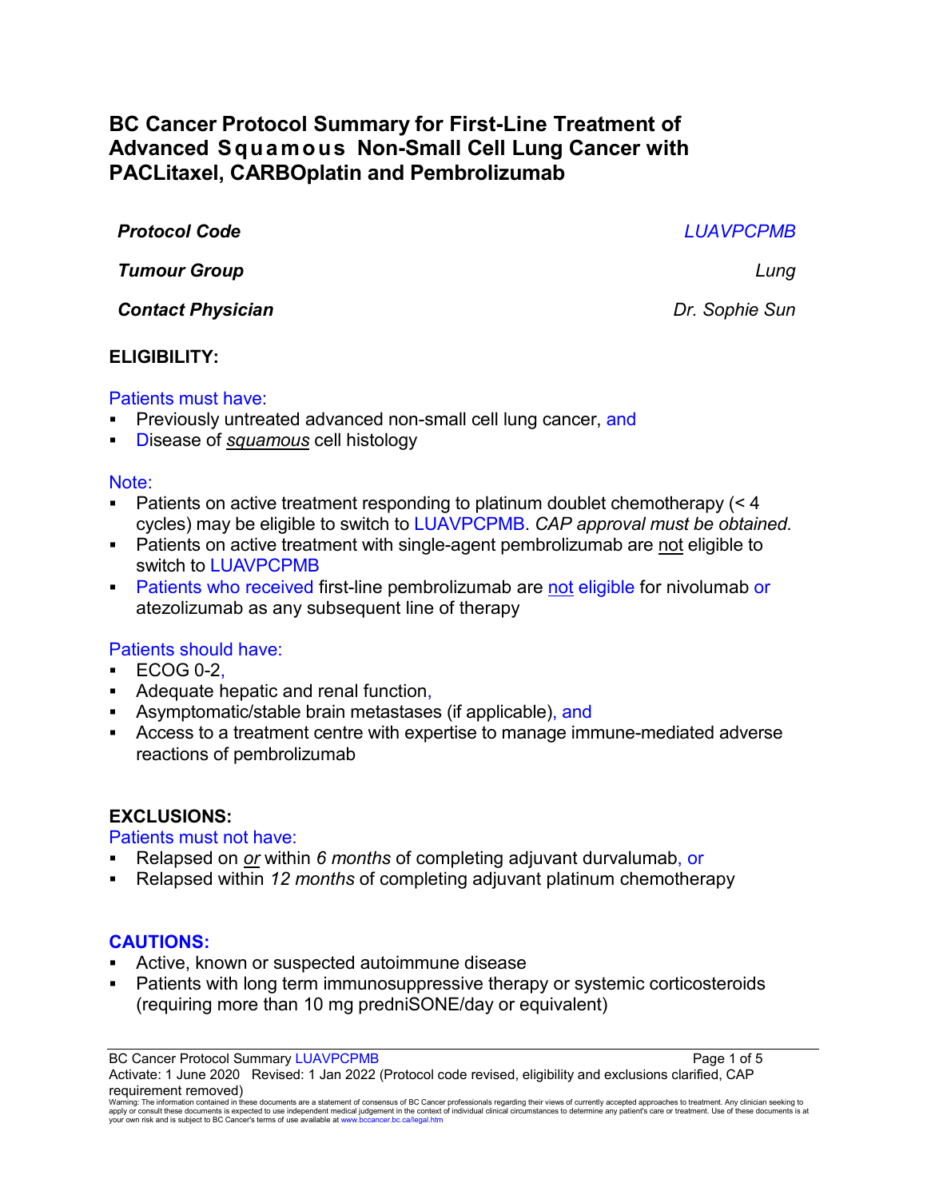# BC Cancer Protocol Summary for First-Line Treatment of Advanced Squamous Non-Small Cell Lung Cancer with PACLitaxel, CARBOplatin and Pembrolizumab

| | |
|---|---|
| ***Protocol Code*** | *LUAVPCPMB* |
| ***Tumour Group*** | *Lung* |
| ***Contact Physician*** | *Dr. Sophie Sun* |

## ELIGIBILITY:

Patients must have:

- Previously untreated advanced non-small cell lung cancer, and
- Disease of ***squamous*** cell histology

Note:

- Patients on active treatment responding to platinum doublet chemotherapy (< 4 cycles) may be eligible to switch to LUAVPCPMB. *CAP approval must be obtained.*
- Patients on active treatment with single-agent pembrolizumab are not eligible to switch to LUAVPCPMB
- Patients who received first-line pembrolizumab are not eligible for nivolumab or atezolizumab as any subsequent line of therapy

Patients should have:

- ECOG 0-2,
- Adequate hepatic and renal function,
- Asymptomatic/stable brain metastases (if applicable), and
- Access to a treatment centre with expertise to manage immune-mediated adverse reactions of pembrolizumab

## EXCLUSIONS:

Patients must not have:

- Relapsed on ***or*** within *6 months* of completing adjuvant durvalumab, or
- Relapsed within *12 months* of completing adjuvant platinum chemotherapy

## CAUTIONS:

- Active, known or suspected autoimmune disease
- Patients with long term immunosuppressive therapy or systemic corticosteroids (requiring more than 10 mg predniSONE/day or equivalent)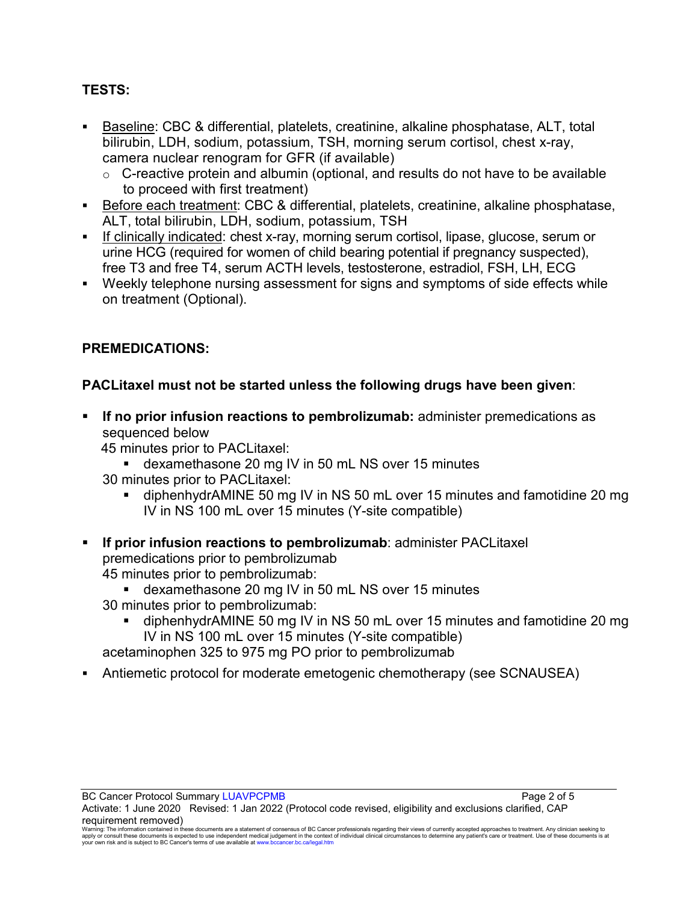## TESTS:

- Baseline: CBC & differential, platelets, creatinine, alkaline phosphatase, ALT, total bilirubin, LDH, sodium, potassium, TSH, morning serum cortisol, chest x-ray, camera nuclear renogram for GFR (if available)
  - C-reactive protein and albumin (optional, and results do not have to be available to proceed with first treatment)
- Before each treatment: CBC & differential, platelets, creatinine, alkaline phosphatase, ALT, total bilirubin, LDH, sodium, potassium, TSH
- If clinically indicated: chest x-ray, morning serum cortisol, lipase, glucose, serum or urine HCG (required for women of child bearing potential if pregnancy suspected), free T3 and free T4, serum ACTH levels, testosterone, estradiol, FSH, LH, ECG
- Weekly telephone nursing assessment for signs and symptoms of side effects while on treatment (Optional).

## PREMEDICATIONS:

**PACLitaxel must not be started unless the following drugs have been given**:

- **If no prior infusion reactions to pembrolizumab:** administer premedications as sequenced below

  45 minutes prior to PACLitaxel:
  - dexamethasone 20 mg IV in 50 mL NS over 15 minutes

  30 minutes prior to PACLitaxel:
  - diphenhydrAMINE 50 mg IV in NS 50 mL over 15 minutes and famotidine 20 mg IV in NS 100 mL over 15 minutes (Y-site compatible)

- **If prior infusion reactions to pembrolizumab**: administer PACLitaxel premedications prior to pembrolizumab

  45 minutes prior to pembrolizumab:
  - dexamethasone 20 mg IV in 50 mL NS over 15 minutes

  30 minutes prior to pembrolizumab:
  - diphenhydrAMINE 50 mg IV in NS 50 mL over 15 minutes and famotidine 20 mg IV in NS 100 mL over 15 minutes (Y-site compatible)

  acetaminophen 325 to 975 mg PO prior to pembrolizumab

- Antiemetic protocol for moderate emetogenic chemotherapy (see SCNAUSEA)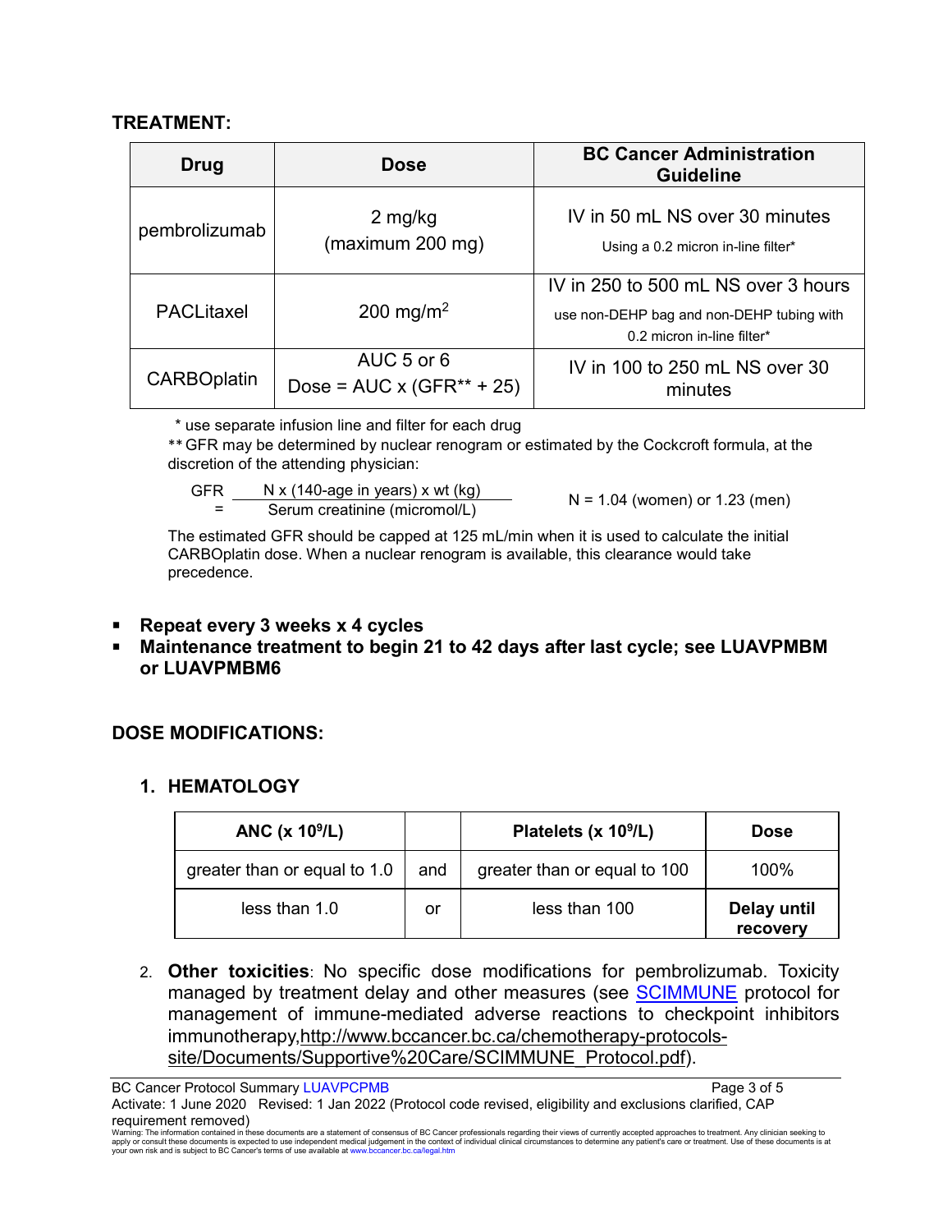**TREATMENT:**

| Drug | Dose | BC Cancer Administration Guideline |
|---|---|---|
| pembrolizumab | 2 mg/kg<br>(maximum 200 mg) | IV in 50 mL NS over 30 minutes<br>Using a 0.2 micron in-line filter* |
| PACLitaxel | 200 mg/m$^2$ | IV in 250 to 500 mL NS over 3 hours<br>use non-DEHP bag and non-DEHP tubing with 0.2 micron in-line filter* |
| CARBOplatin | AUC 5 or 6<br>Dose = AUC x (GFR** + 25) | IV in 100 to 250 mL NS over 30 minutes |

\* use separate infusion line and filter for each drug

** GFR may be determined by nuclear renogram or estimated by the Cockcroft formula, at the discretion of the attending physician:

$$GFR = \frac{N \times (140 - \text{age in years}) \times \text{wt (kg)}}{\text{Serum creatinine (micromol/L)}}$$

N = 1.04 (women) or 1.23 (men)

The estimated GFR should be capped at 125 mL/min when it is used to calculate the initial CARBOplatin dose. When a nuclear renogram is available, this clearance would take precedence.

- **Repeat every 3 weeks x 4 cycles**
- **Maintenance treatment to begin 21 to 42 days after last cycle; see LUAVPMBM or LUAVPMBM6**

**DOSE MODIFICATIONS:**

1. **HEMATOLOGY**

| ANC (x 10$^9$/L) | | Platelets (x 10$^9$/L) | Dose |
|---|---|---|---|
| greater than or equal to 1.0 | and | greater than or equal to 100 | 100% |
| less than 1.0 | or | less than 100 | **Delay until recovery** |

2. **Other toxicities**: No specific dose modifications for pembrolizumab. Toxicity managed by treatment delay and other measures (see SCIMMUNE protocol for management of immune-mediated adverse reactions to checkpoint inhibitors immunotherapy, http://www.bccancer.bc.ca/chemotherapy-protocols-site/Documents/Supportive%20Care/SCIMMUNE_Protocol.pdf).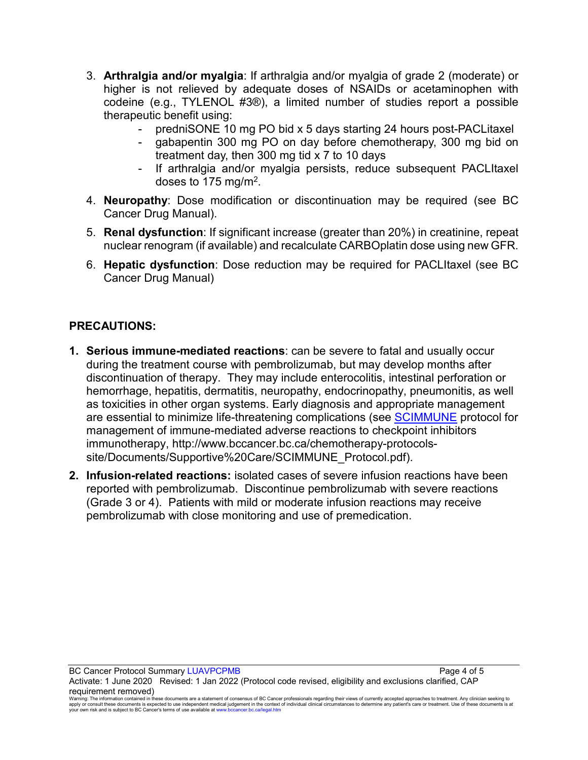3. **Arthralgia and/or myalgia**: If arthralgia and/or myalgia of grade 2 (moderate) or higher is not relieved by adequate doses of NSAIDs or acetaminophen with codeine (e.g., TYLENOL #3®), a limited number of studies report a possible therapeutic benefit using:
   - predniSONE 10 mg PO bid x 5 days starting 24 hours post-PACLitaxel
   - gabapentin 300 mg PO on day before chemotherapy, 300 mg bid on treatment day, then 300 mg tid x 7 to 10 days
   - If arthralgia and/or myalgia persists, reduce subsequent PACLItaxel doses to 175 mg/m$^2$.
4. **Neuropathy**: Dose modification or discontinuation may be required (see BC Cancer Drug Manual).
5. **Renal dysfunction**: If significant increase (greater than 20%) in creatinine, repeat nuclear renogram (if available) and recalculate CARBOplatin dose using new GFR.
6. **Hepatic dysfunction**: Dose reduction may be required for PACLItaxel (see BC Cancer Drug Manual)

**PRECAUTIONS:**

1. **Serious immune-mediated reactions**: can be severe to fatal and usually occur during the treatment course with pembrolizumab, but may develop months after discontinuation of therapy. They may include enterocolitis, intestinal perforation or hemorrhage, hepatitis, dermatitis, neuropathy, endocrinopathy, pneumonitis, as well as toxicities in other organ systems. Early diagnosis and appropriate management are essential to minimize life-threatening complications (see SCIMMUNE protocol for management of immune-mediated adverse reactions to checkpoint inhibitors immunotherapy, http://www.bccancer.bc.ca/chemotherapy-protocols-site/Documents/Supportive%20Care/SCIMMUNE_Protocol.pdf).
2. **Infusion-related reactions:** isolated cases of severe infusion reactions have been reported with pembrolizumab. Discontinue pembrolizumab with severe reactions (Grade 3 or 4). Patients with mild or moderate infusion reactions may receive pembrolizumab with close monitoring and use of premedication.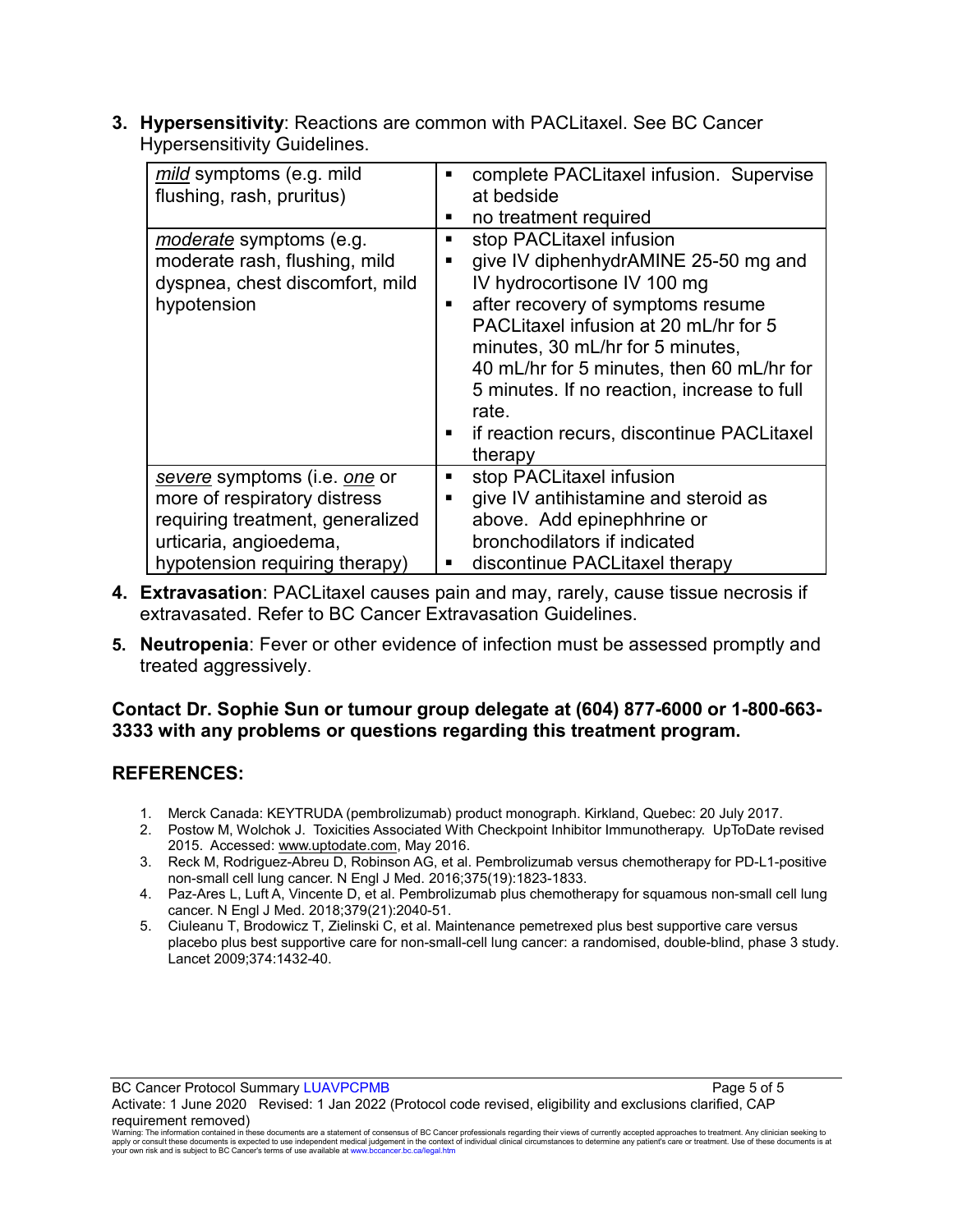3. **Hypersensitivity**: Reactions are common with PACLitaxel. See BC Cancer Hypersensitivity Guidelines.

| | |
|---|---|
| *mild* symptoms (e.g. mild flushing, rash, pruritus) | ▪ complete PACLitaxel infusion. Supervise at bedside<br>▪ no treatment required |
| *moderate* symptoms (e.g. moderate rash, flushing, mild dyspnea, chest discomfort, mild hypotension | ▪ stop PACLitaxel infusion<br>▪ give IV diphenhydrAMINE 25-50 mg and IV hydrocortisone IV 100 mg<br>▪ after recovery of symptoms resume PACLitaxel infusion at 20 mL/hr for 5 minutes, 30 mL/hr for 5 minutes, 40 mL/hr for 5 minutes, then 60 mL/hr for 5 minutes. If no reaction, increase to full rate.<br>▪ if reaction recurs, discontinue PACLitaxel therapy |
| *severe* symptoms (i.e. *one* or more of respiratory distress requiring treatment, generalized urticaria, angioedema, hypotension requiring therapy) | ▪ stop PACLitaxel infusion<br>▪ give IV antihistamine and steroid as above. Add epinephhrine or bronchodilators if indicated<br>▪ discontinue PACLitaxel therapy |

4. **Extravasation**: PACLitaxel causes pain and may, rarely, cause tissue necrosis if extravasated. Refer to BC Cancer Extravasation Guidelines.

5. **Neutropenia**: Fever or other evidence of infection must be assessed promptly and treated aggressively.

**Contact Dr. Sophie Sun or tumour group delegate at (604) 877-6000 or 1-800-663-3333 with any problems or questions regarding this treatment program.**

## REFERENCES:

1. Merck Canada: KEYTRUDA (pembrolizumab) product monograph. Kirkland, Quebec: 20 July 2017.
2. Postow M, Wolchok J. Toxicities Associated With Checkpoint Inhibitor Immunotherapy. UpToDate revised 2015. Accessed: www.uptodate.com, May 2016.
3. Reck M, Rodriguez-Abreu D, Robinson AG, et al. Pembrolizumab versus chemotherapy for PD-L1-positive non-small cell lung cancer. N Engl J Med. 2016;375(19):1823-1833.
4. Paz-Ares L, Luft A, Vincente D, et al. Pembrolizumab plus chemotherapy for squamous non-small cell lung cancer. N Engl J Med. 2018;379(21):2040-51.
5. Ciuleanu T, Brodowicz T, Zielinski C, et al. Maintenance pemetrexed plus best supportive care versus placebo plus best supportive care for non-small-cell lung cancer: a randomised, double-blind, phase 3 study. Lancet 2009;374:1432-40.